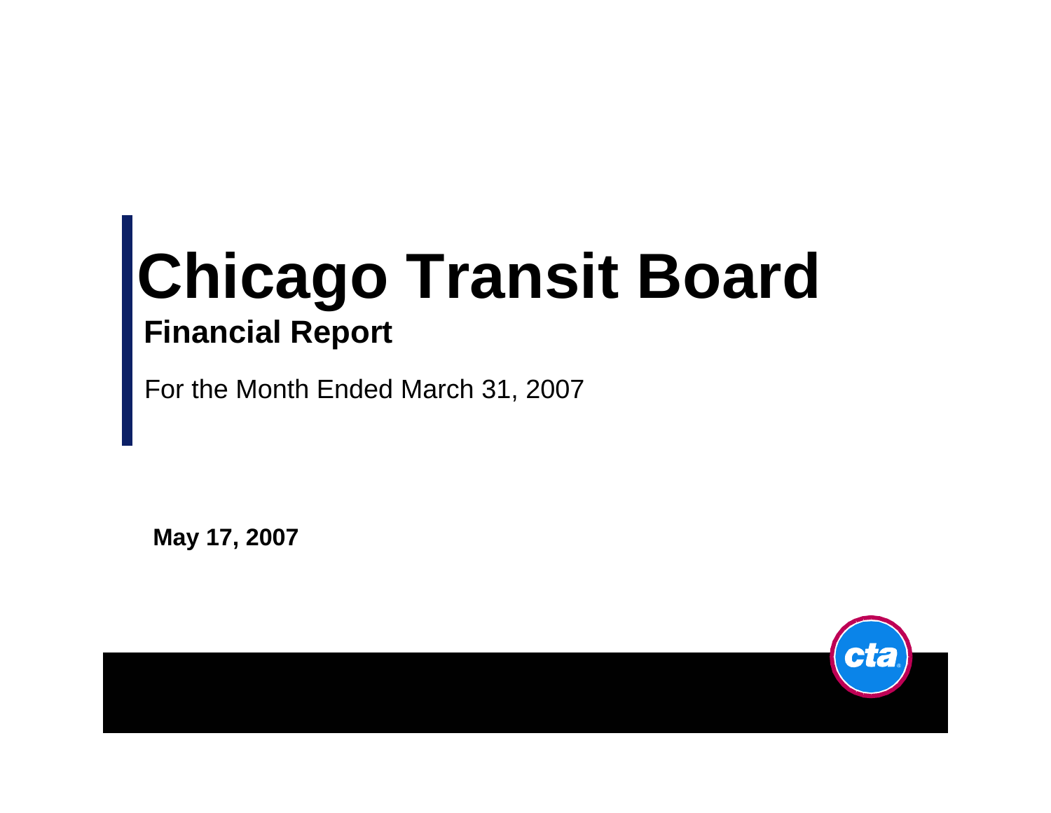# Chicago Transit Board

## Financial Report

For the Month Ended March 31, 2007

**May 17, 2007**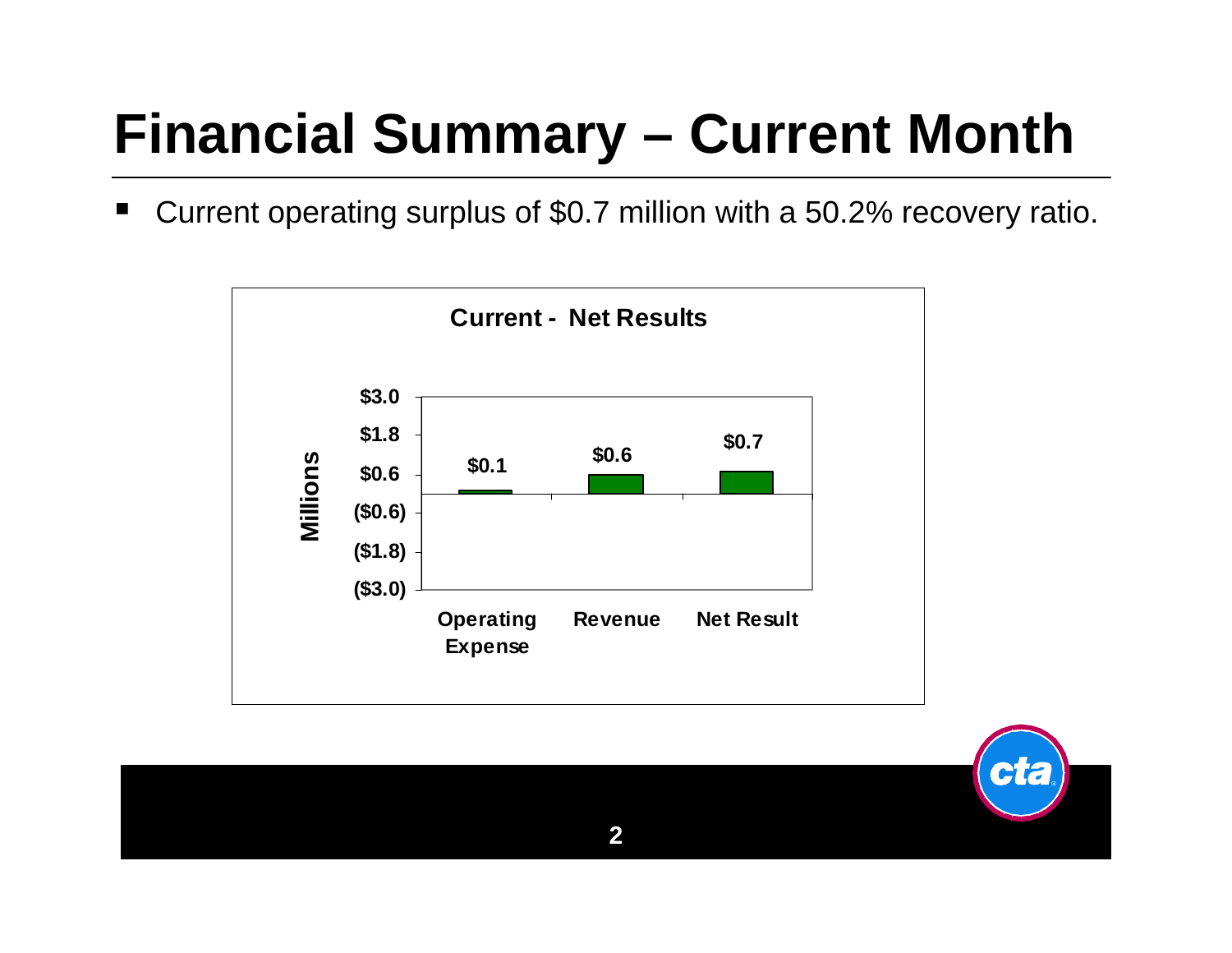# Financial Summary – Current Month

- Current operating surplus of $0.7 million with a 50.2% recovery ratio.

**Current - Net Results**

| | Operating Expense | Revenue | Net Result |
|---|---|---|---|
| Millions | $0.1 | $0.6 | $0.7 |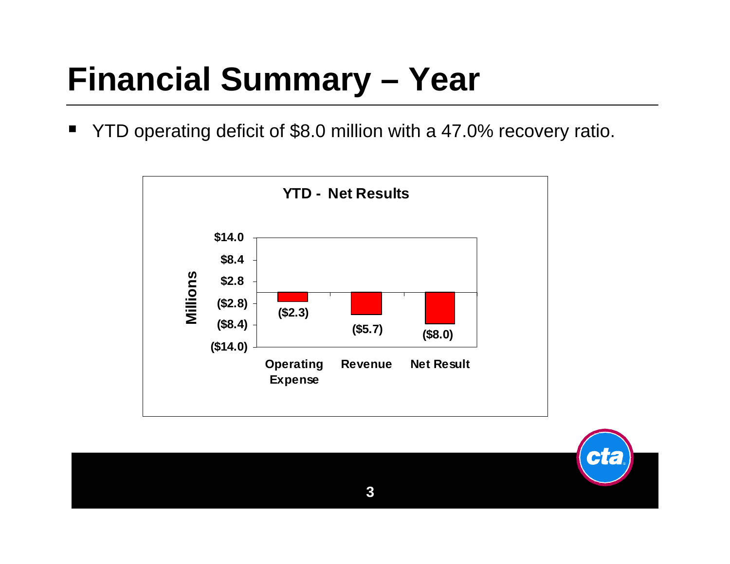# Financial Summary – Year

- YTD operating deficit of $8.0 million with a 47.0% recovery ratio.

**YTD - Net Results**

| | Millions |
| --- | --- |
| Operating Expense | ($2.3) |
| Revenue | ($5.7) |
| Net Result | ($8.0) |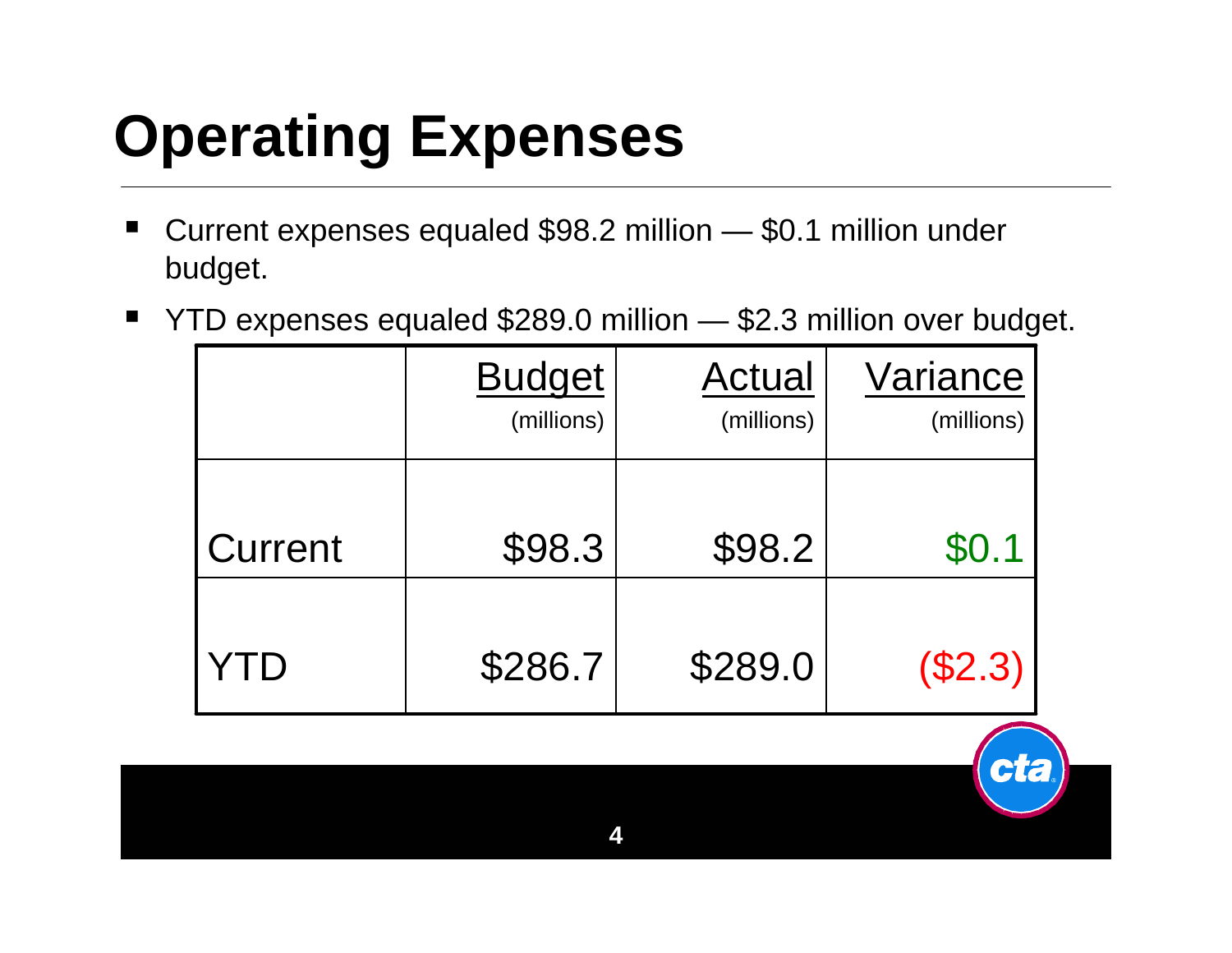# Operating Expenses

- Current expenses equaled $98.2 million — $0.1 million under budget.
- YTD expenses equaled $289.0 million — $2.3 million over budget.

| | Budget (millions) | Actual (millions) | Variance (millions) |
|---|---|---|---|
| Current | $98.3 | $98.2 | $0.1 |
| YTD | $286.7 | $289.0 | ($2.3) |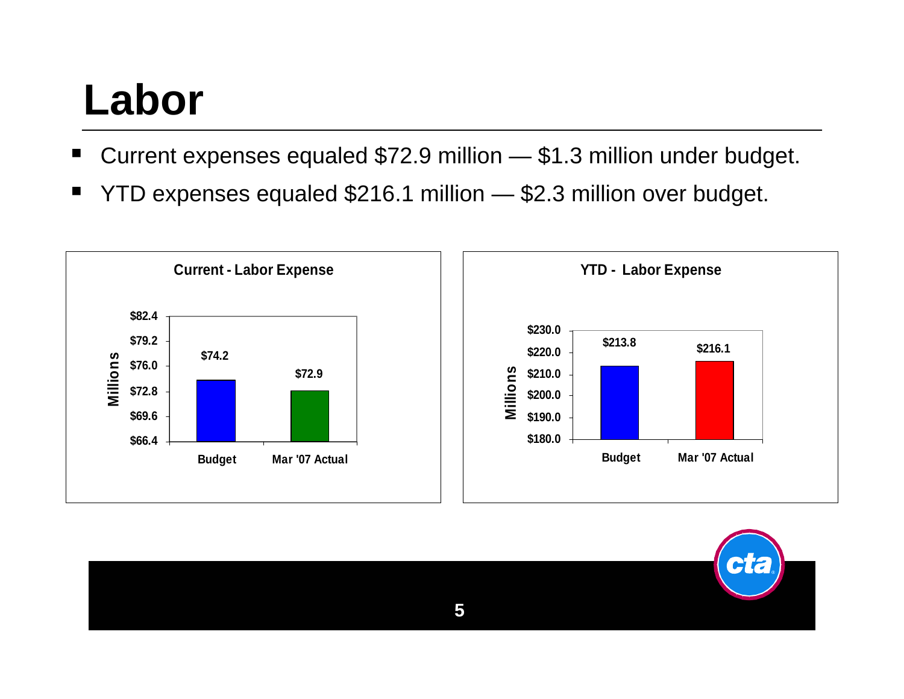# Labor

- Current expenses equaled $72.9 million — $1.3 million under budget.
- YTD expenses equaled $216.1 million — $2.3 million over budget.

**Current - Labor Expense**

| | Millions |
|---|---|
| Budget | $74.2 |
| Mar '07 Actual | $72.9 |

**YTD - Labor Expense**

| | Millions |
|---|---|
| Budget | $213.8 |
| Mar '07 Actual | $216.1 |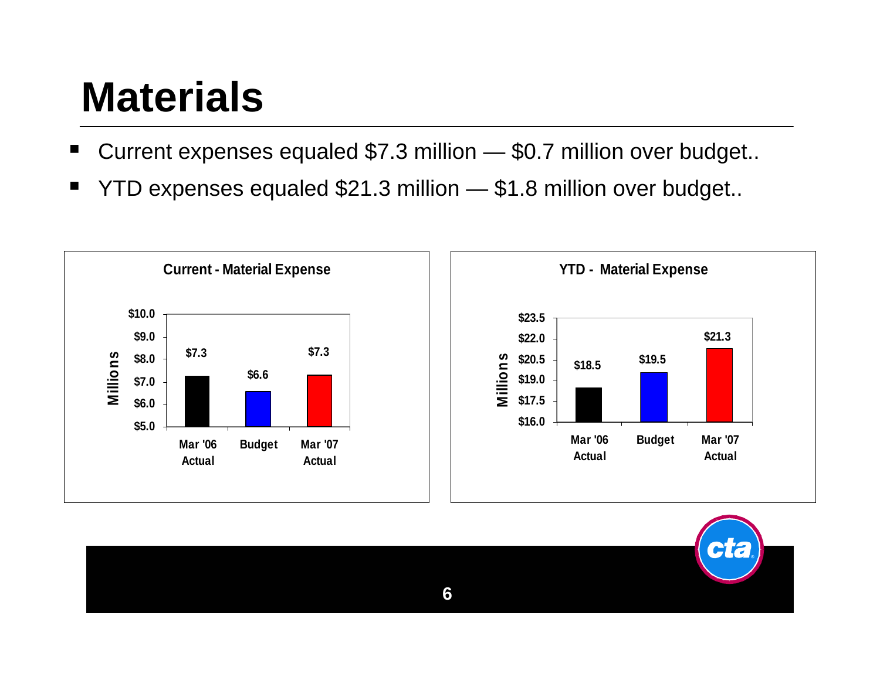# Materials

- Current expenses equaled $7.3 million — $0.7 million over budget..
- YTD expenses equaled $21.3 million — $1.8 million over budget..

**Current - Material Expense** (Millions)

| Mar '06 Actual | Budget | Mar '07 Actual |
|---|---|---|
| $7.3 | $6.6 | $7.3 |

**YTD - Material Expense** (Millions)

| Mar '06 Actual | Budget | Mar '07 Actual |
|---|---|---|
| $18.5 | $19.5 | $21.3 |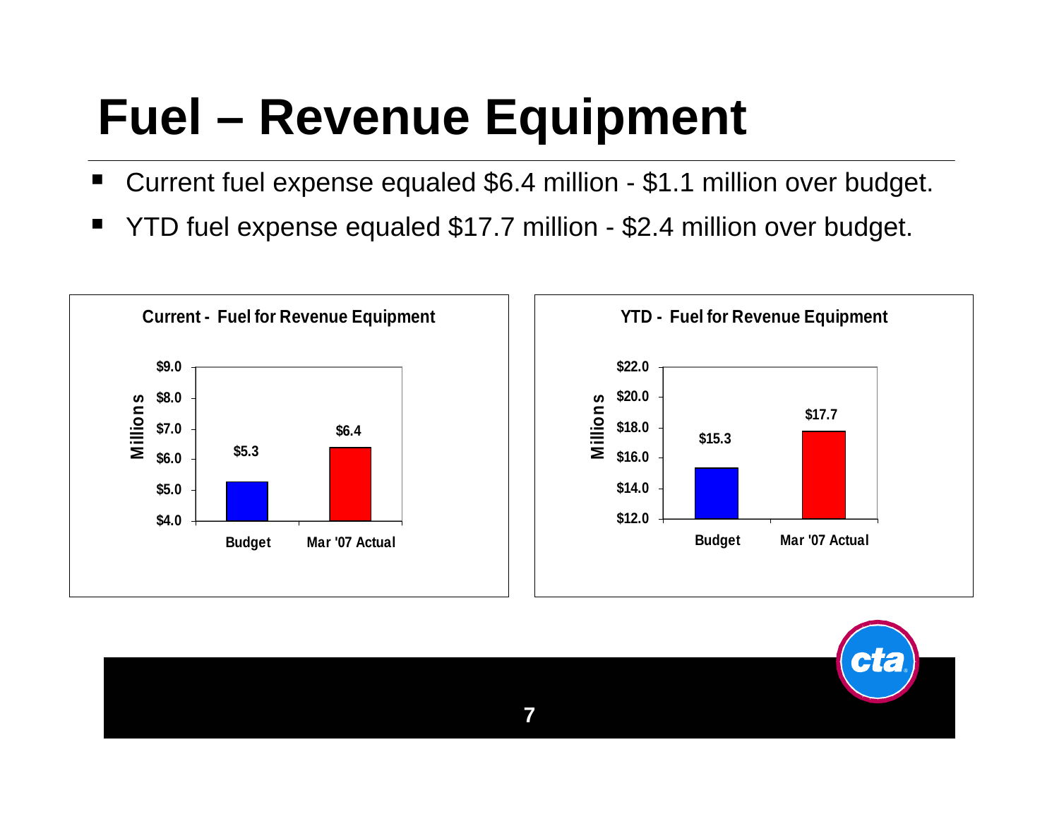# Fuel – Revenue Equipment

- Current fuel expense equaled $6.4 million - $1.1 million over budget.
- YTD fuel expense equaled $17.7 million - $2.4 million over budget.

**Current - Fuel for Revenue Equipment**

| | Budget | Mar '07 Actual |
|---|---|---|
| Millions | $5.3 | $6.4 |

**YTD - Fuel for Revenue Equipment**

| | Budget | Mar '07 Actual |
|---|---|---|
| Millions | $15.3 | $17.7 |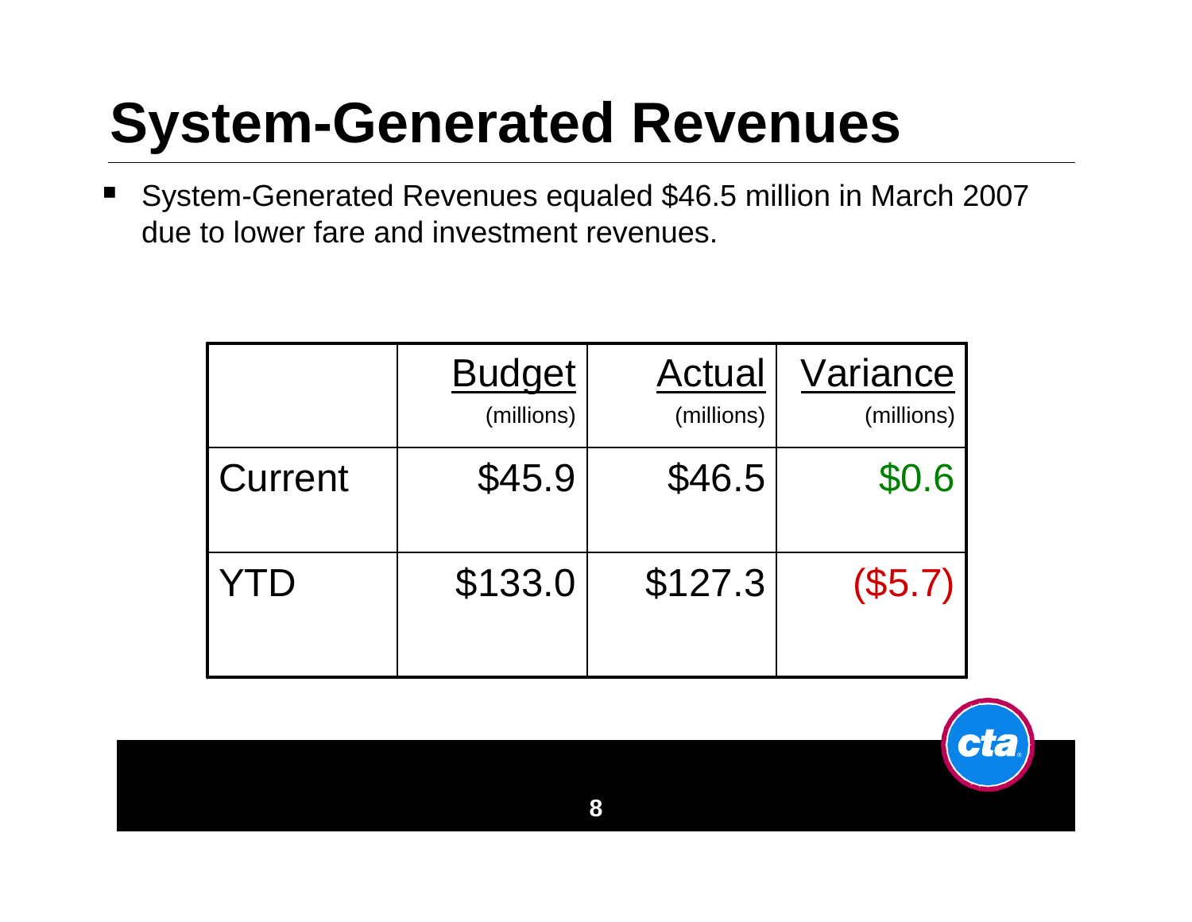# System-Generated Revenues

- System-Generated Revenues equaled $46.5 million in March 2007 due to lower fare and investment revenues.

| | Budget (millions) | Actual (millions) | Variance (millions) |
|---|---|---|---|
| Current | $45.9 | $46.5 | $0.6 |
| YTD | $133.0 | $127.3 | ($5.7) |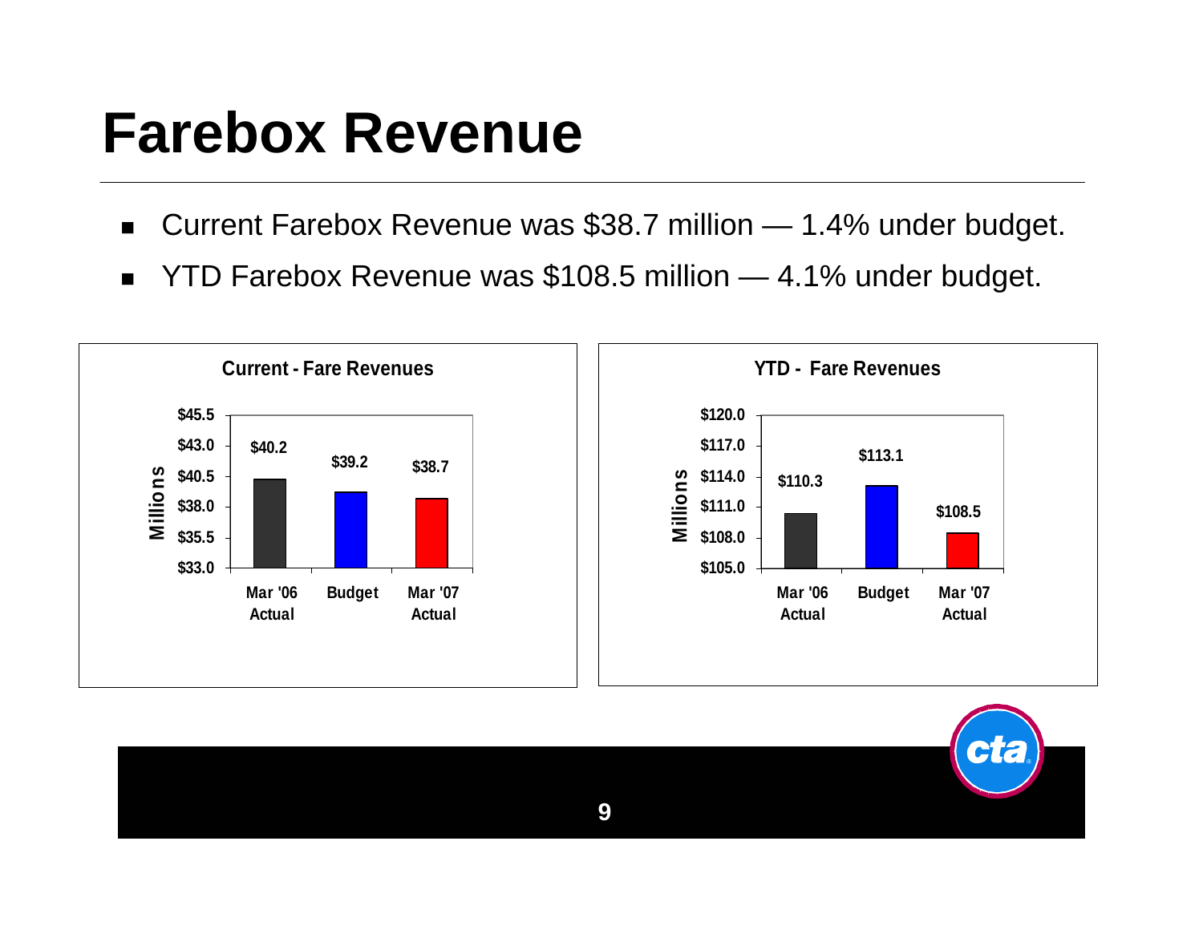# Farebox Revenue

- Current Farebox Revenue was $38.7 million — 1.4% under budget.
- YTD Farebox Revenue was $108.5 million — 4.1% under budget.

**Current - Fare Revenues** (Millions)

| | Mar '06 Actual | Budget | Mar '07 Actual |
|---|---|---|---|
| Current | $40.2 | $39.2 | $38.7 |

**YTD - Fare Revenues** (Millions)

| | Mar '06 Actual | Budget | Mar '07 Actual |
|---|---|---|---|
| YTD | $110.3 | $113.1 | $108.5 |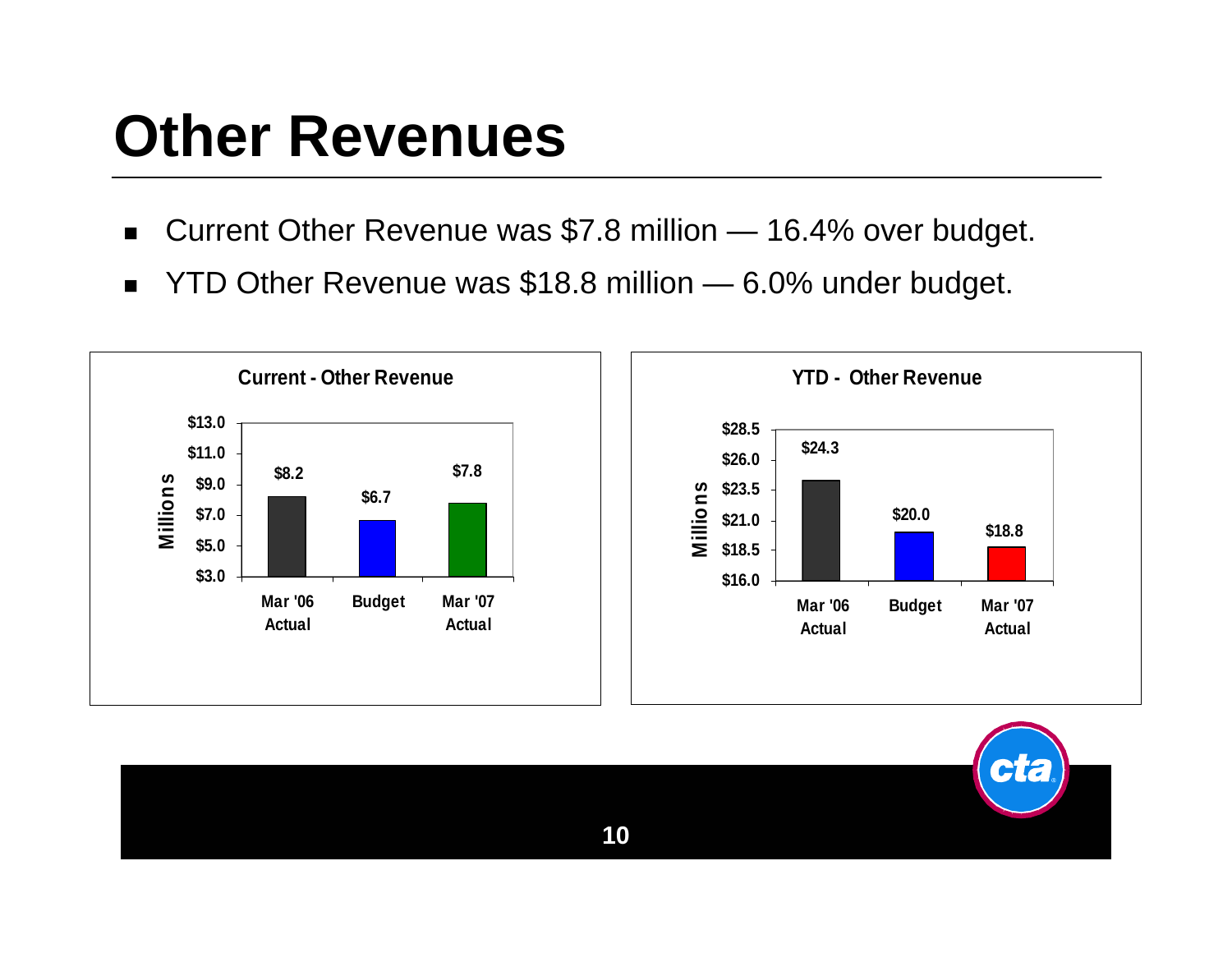# Other Revenues

- Current Other Revenue was $7.8 million — 16.4% over budget.
- YTD Other Revenue was $18.8 million — 6.0% under budget.

**Current - Other Revenue** (Millions)

| Mar '06 Actual | Budget | Mar '07 Actual |
|---|---|---|
| $8.2 | $6.7 | $7.8 |

**YTD - Other Revenue** (Millions)

| Mar '06 Actual | Budget | Mar '07 Actual |
|---|---|---|
| $24.3 | $20.0 | $18.8 |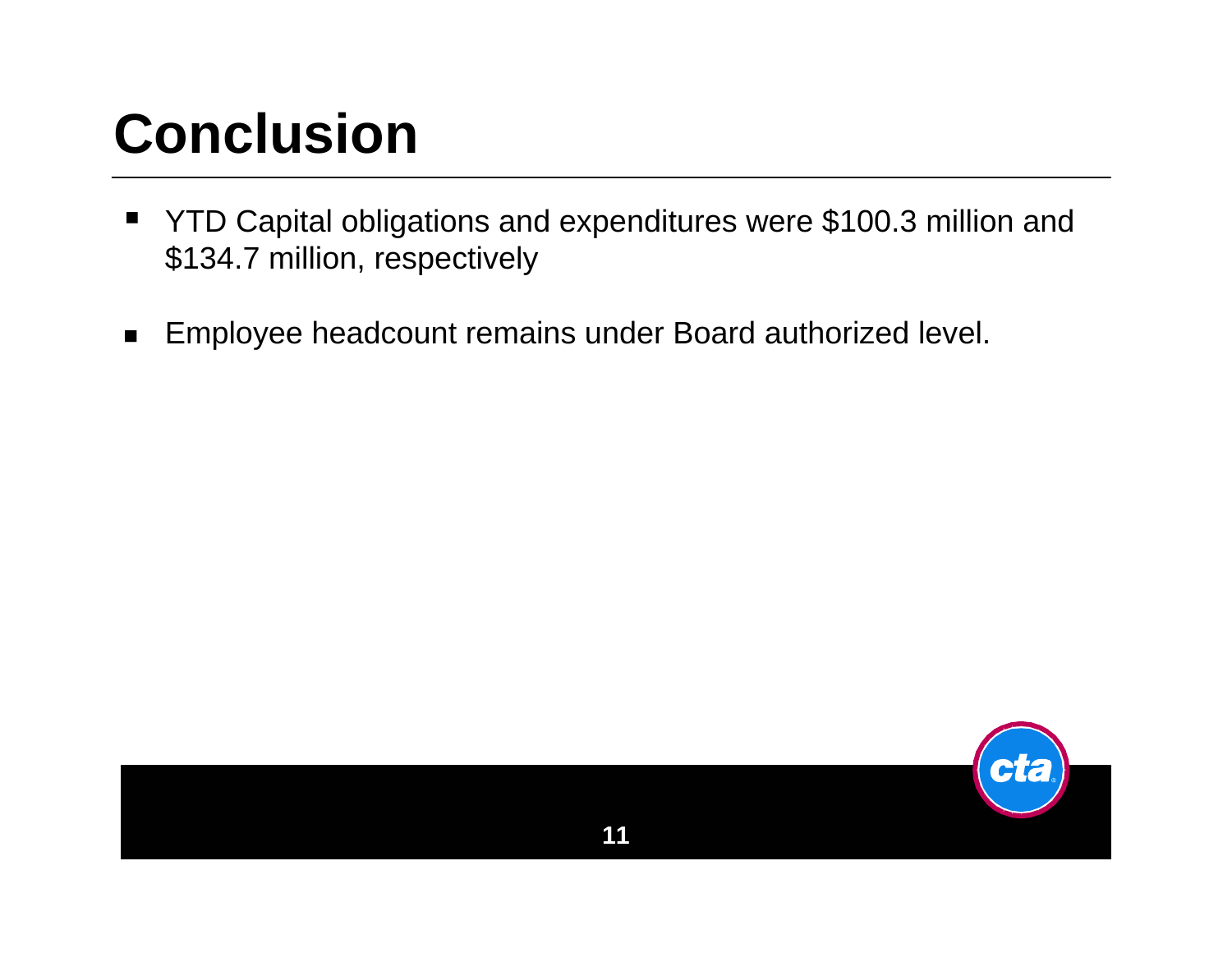# Conclusion

- YTD Capital obligations and expenditures were $100.3 million and $134.7 million, respectively
- Employee headcount remains under Board authorized level.